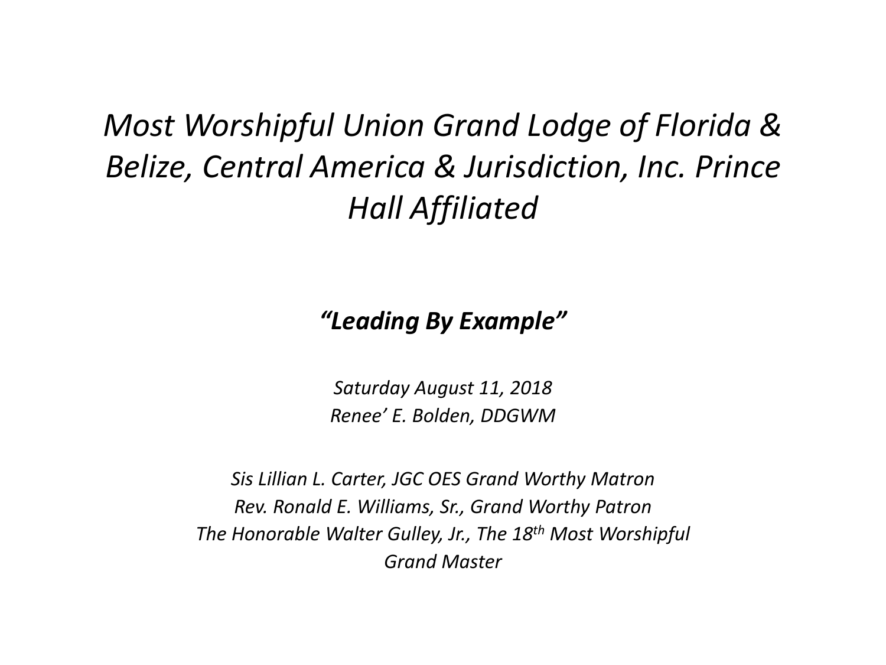# *Most Worshipful Union Grand Lodge of Florida & Belize, Central America & Jurisdiction, Inc. Prince Hall Affiliated*

***"Leading By Example"***

*Saturday August 11, 2018*
*Renee' E. Bolden, DDGWM*

*Sis Lillian L. Carter, JGC OES Grand Worthy Matron*
*Rev. Ronald E. Williams, Sr., Grand Worthy Patron*
*The Honorable Walter Gulley, Jr., The 18th Most Worshipful Grand Master*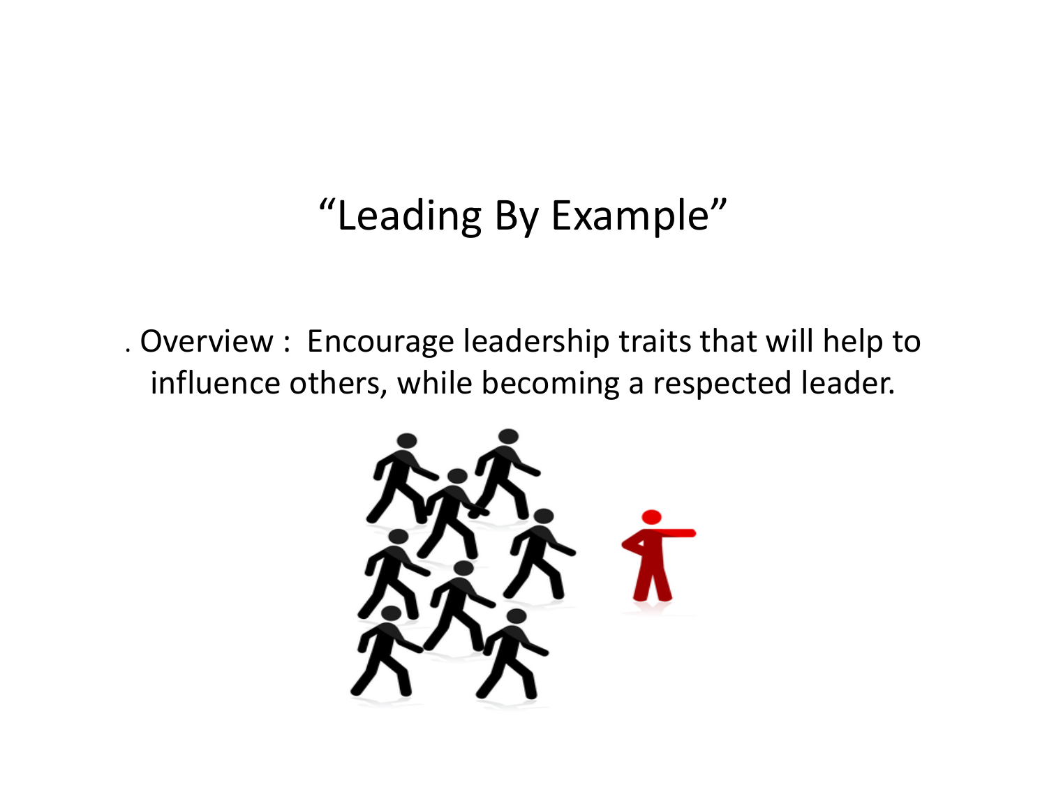# "Leading By Example"

. Overview : Encourage leadership traits that will help to influence others, while becoming a respected leader.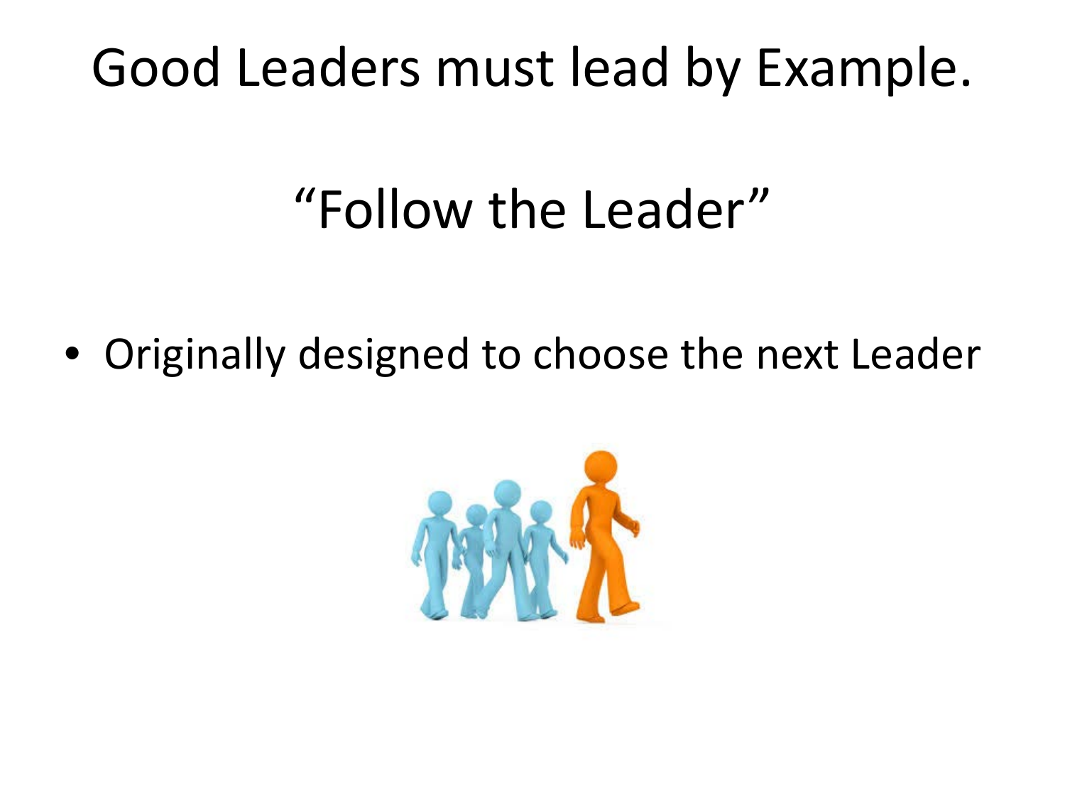# Good Leaders must lead by Example.

## "Follow the Leader"

- Originally designed to choose the next Leader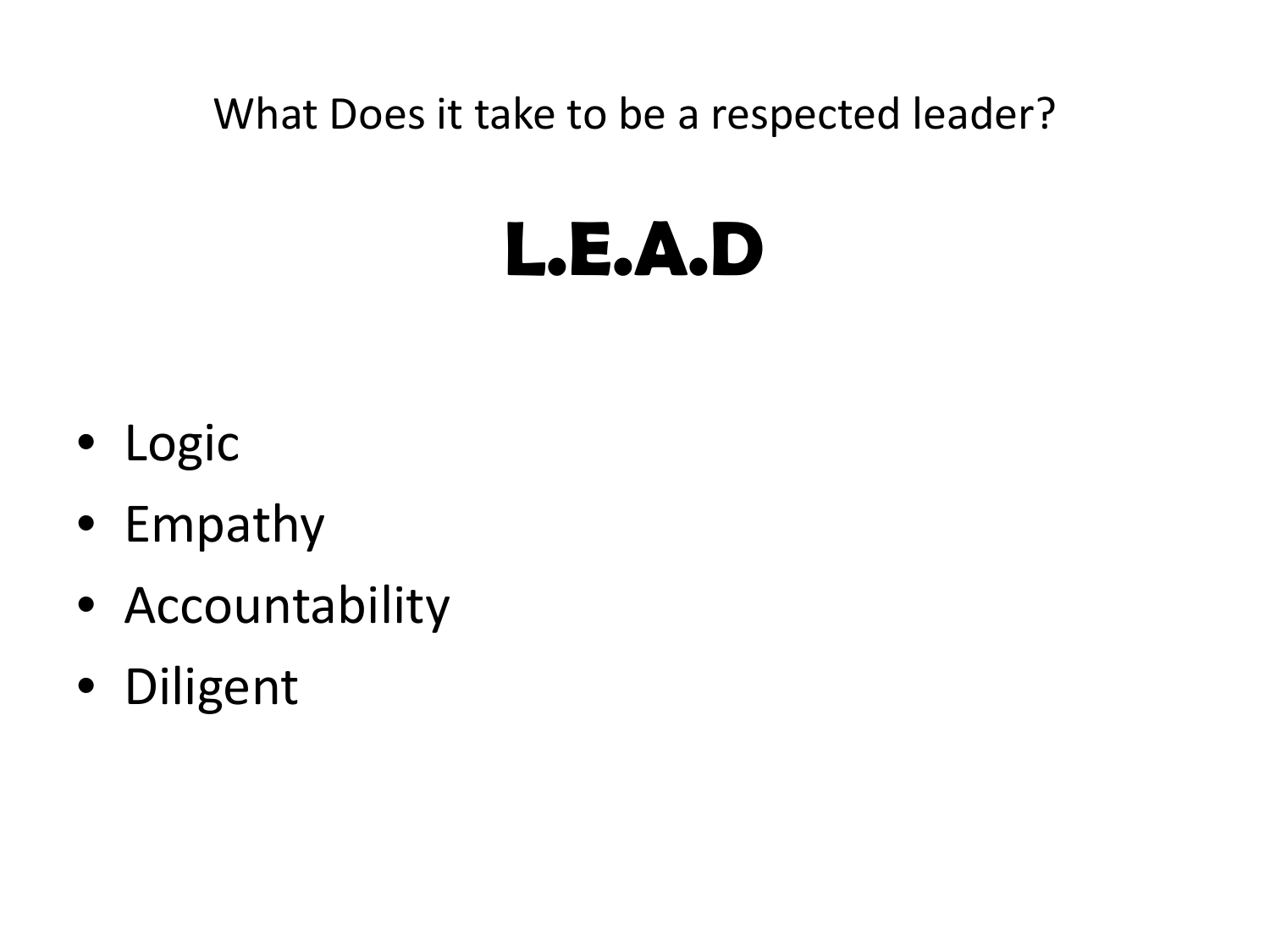What Does it take to be a respected leader?

# L.E.A.D

- Logic
- Empathy
- Accountability
- Diligent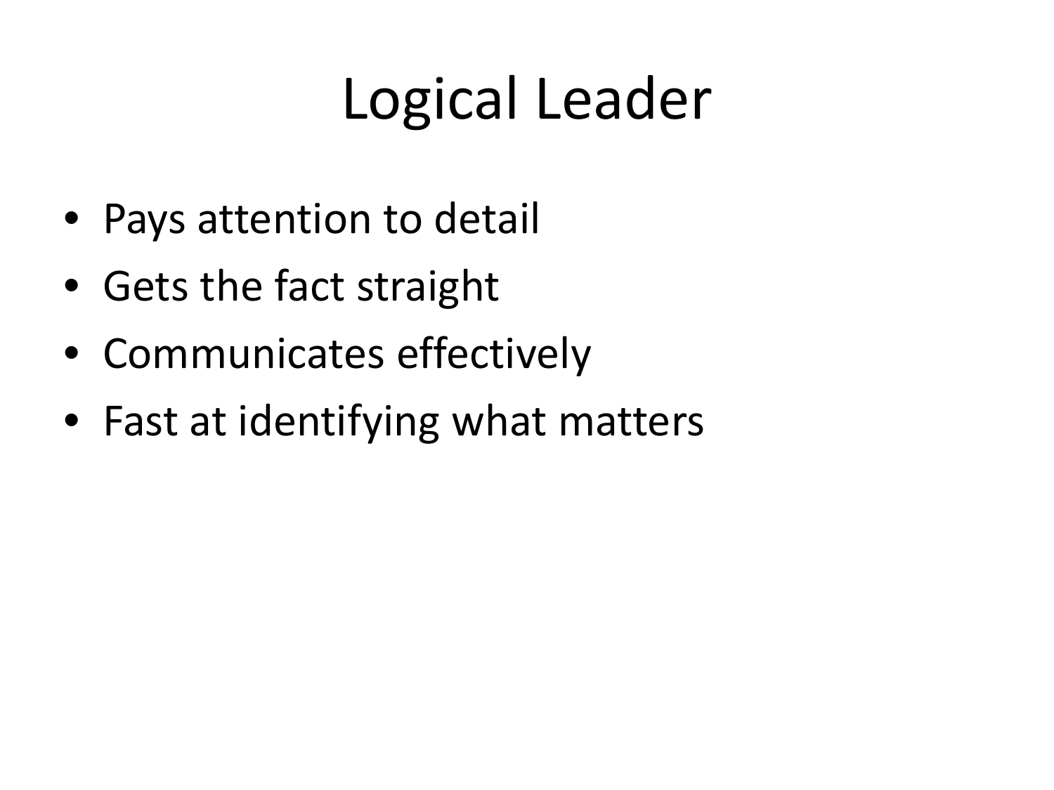# Logical Leader

- Pays attention to detail
- Gets the fact straight
- Communicates effectively
- Fast at identifying what matters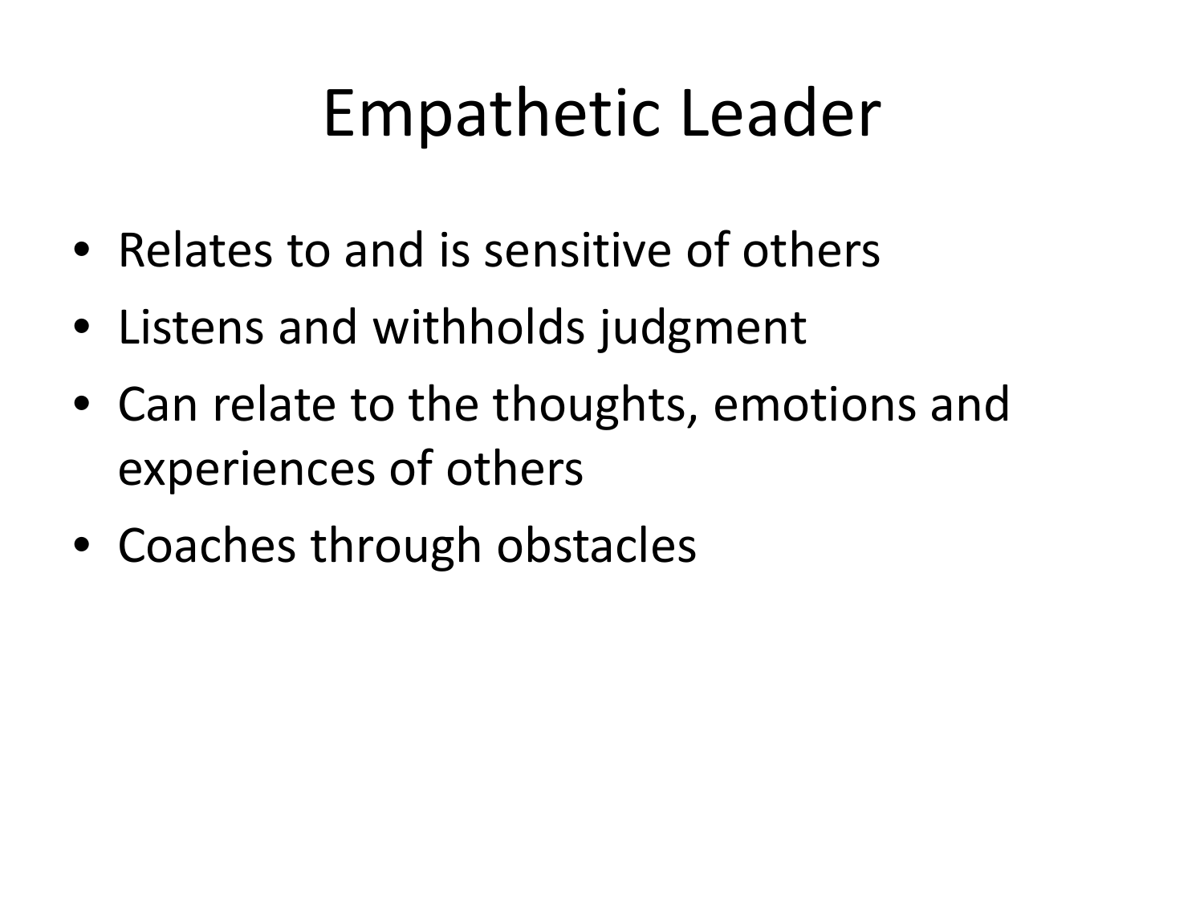# Empathetic Leader

- Relates to and is sensitive of others
- Listens and withholds judgment
- Can relate to the thoughts, emotions and experiences of others
- Coaches through obstacles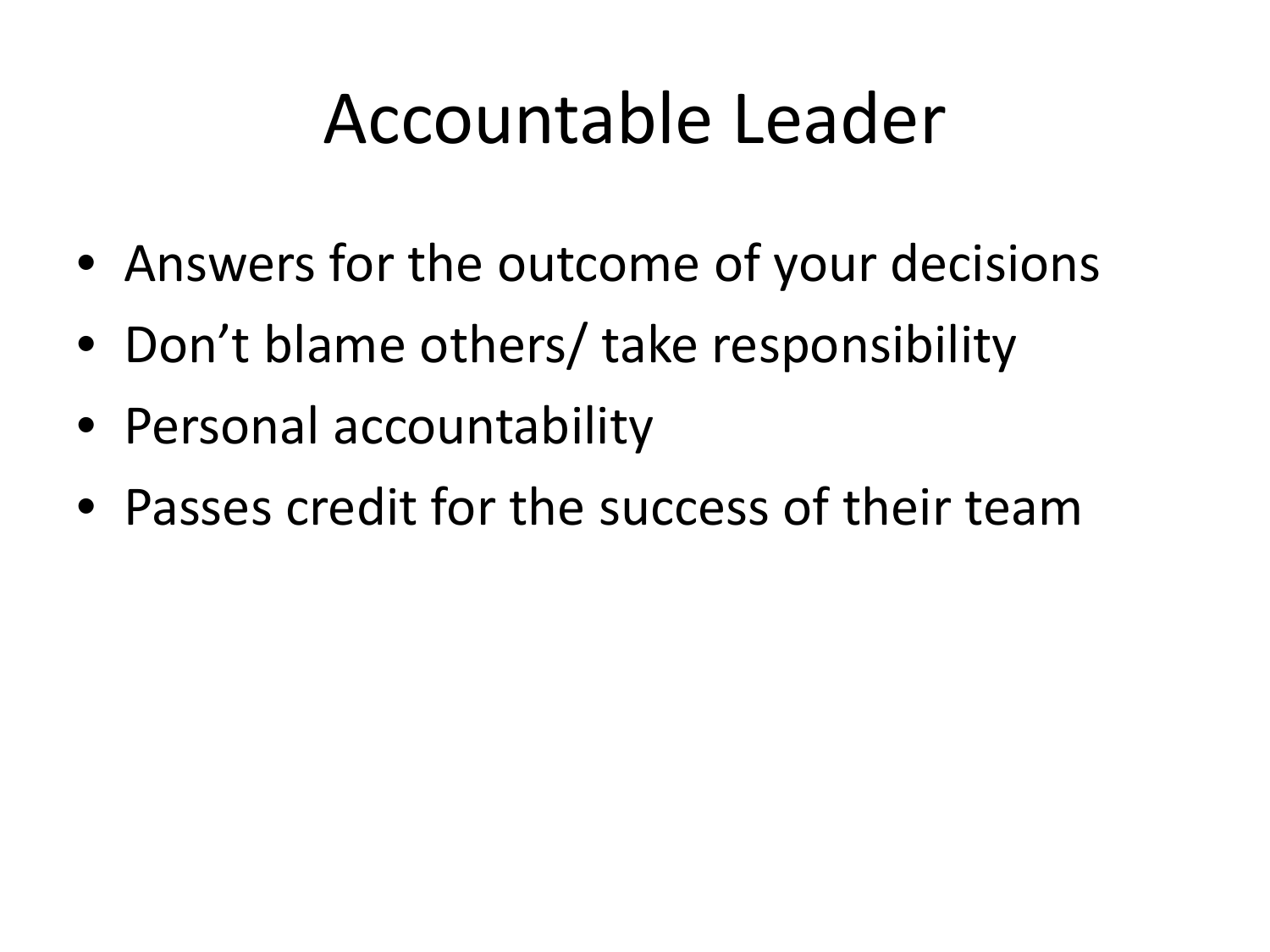# Accountable Leader

- Answers for the outcome of your decisions
- Don’t blame others/ take responsibility
- Personal accountability
- Passes credit for the success of their team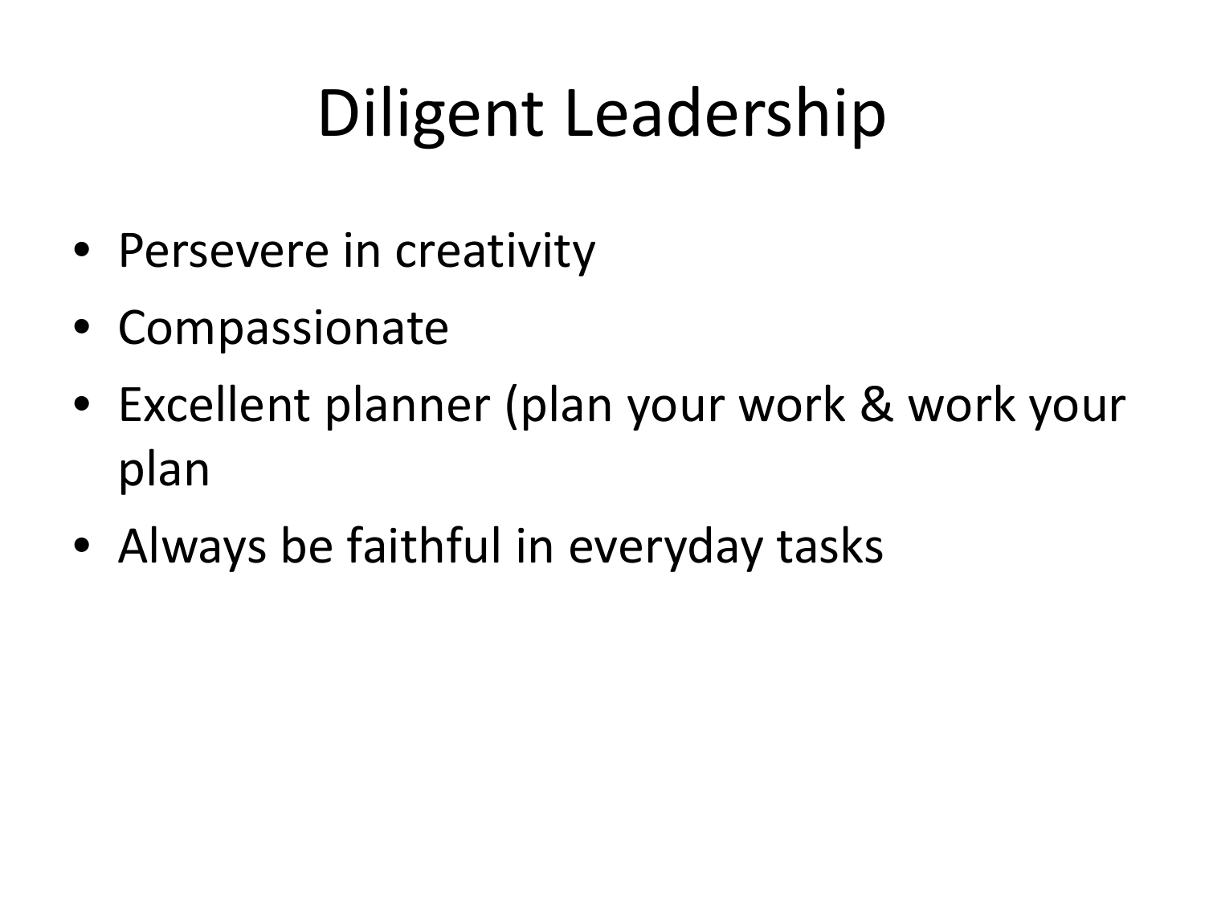# Diligent Leadership

- Persevere in creativity
- Compassionate
- Excellent planner (plan your work & work your plan
- Always be faithful in everyday tasks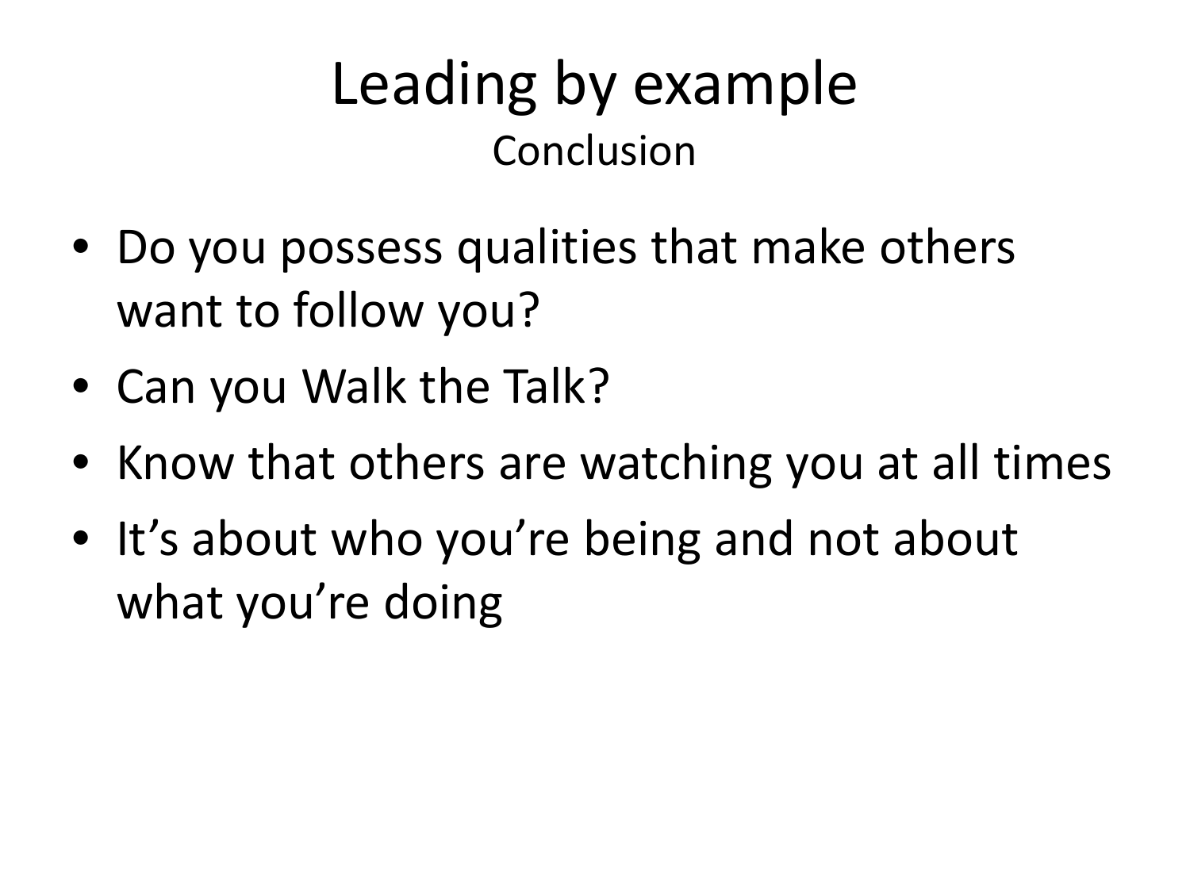# Leading by example

## Conclusion

- Do you possess qualities that make others want to follow you?
- Can you Walk the Talk?
- Know that others are watching you at all times
- It’s about who you’re being and not about what you’re doing